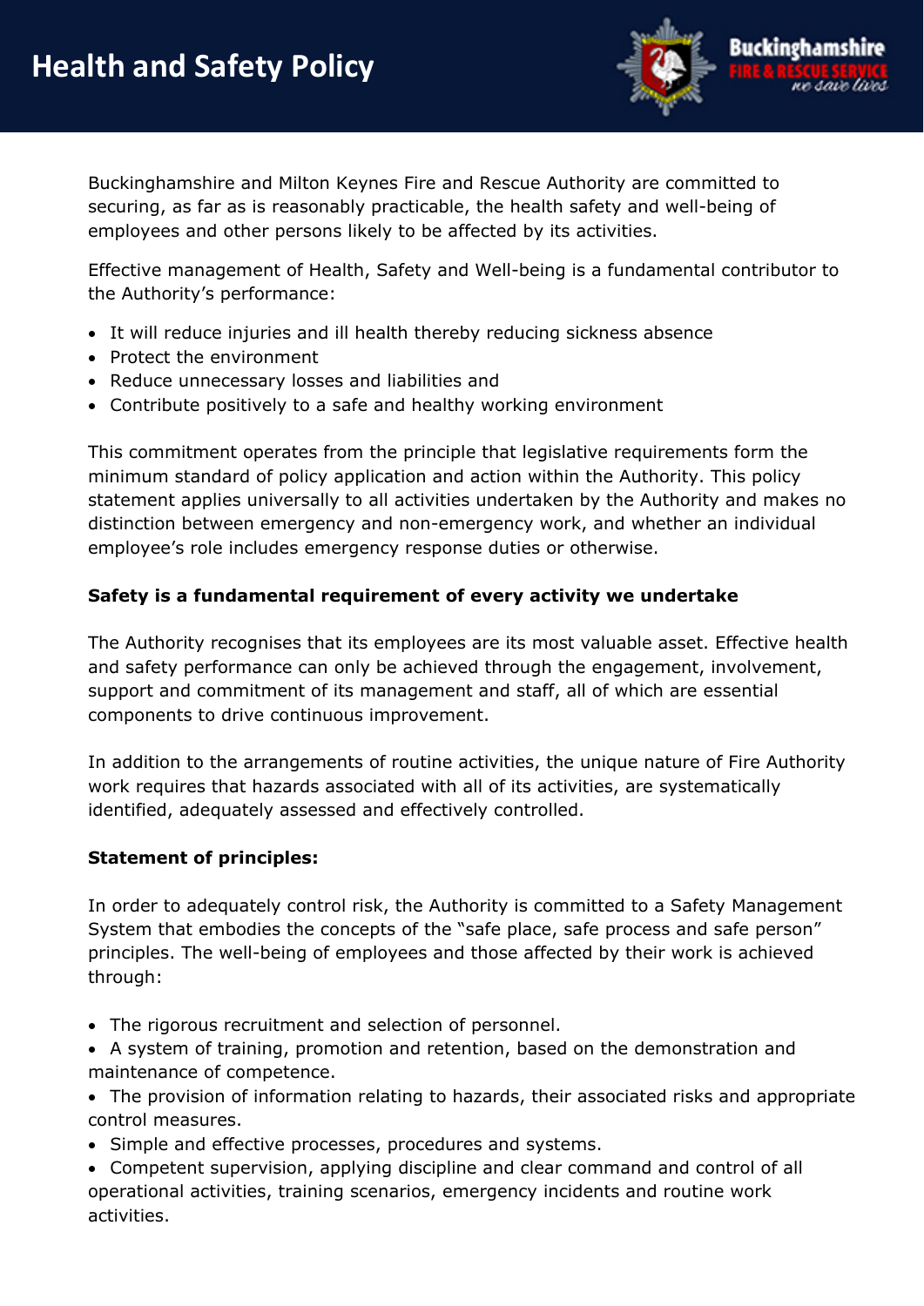# Health and Safety Policy

Buckinghamshire and Milton Keynes Fire and Rescue Authority are committed to securing, as far as is reasonably practicable, the health safety and well-being of employees and other persons likely to be affected by its activities.

Effective management of Health, Safety and Well-being is a fundamental contributor to the Authority's performance:

- It will reduce injuries and ill health thereby reducing sickness absence
- Protect the environment
- Reduce unnecessary losses and liabilities and
- Contribute positively to a safe and healthy working environment

This commitment operates from the principle that legislative requirements form the minimum standard of policy application and action within the Authority. This policy statement applies universally to all activities undertaken by the Authority and makes no distinction between emergency and non-emergency work, and whether an individual employee's role includes emergency response duties or otherwise.

**Safety is a fundamental requirement of every activity we undertake**

The Authority recognises that its employees are its most valuable asset. Effective health and safety performance can only be achieved through the engagement, involvement, support and commitment of its management and staff, all of which are essential components to drive continuous improvement.

In addition to the arrangements of routine activities, the unique nature of Fire Authority work requires that hazards associated with all of its activities, are systematically identified, adequately assessed and effectively controlled.

**Statement of principles:**

In order to adequately control risk, the Authority is committed to a Safety Management System that embodies the concepts of the "safe place, safe process and safe person" principles. The well-being of employees and those affected by their work is achieved through:

- The rigorous recruitment and selection of personnel.
- A system of training, promotion and retention, based on the demonstration and maintenance of competence.
- The provision of information relating to hazards, their associated risks and appropriate control measures.
- Simple and effective processes, procedures and systems.
- Competent supervision, applying discipline and clear command and control of all operational activities, training scenarios, emergency incidents and routine work activities.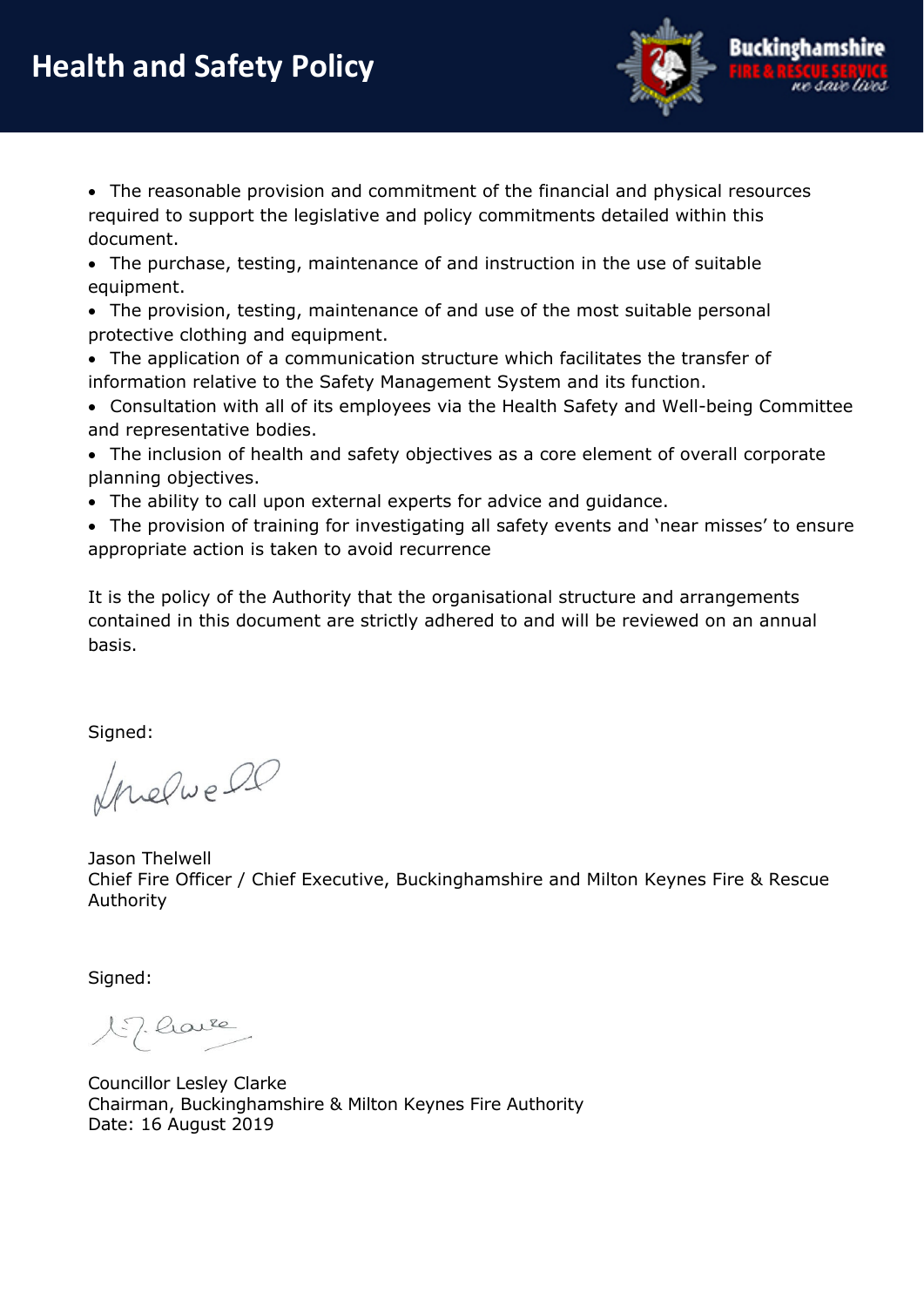- The reasonable provision and commitment of the financial and physical resources required to support the legislative and policy commitments detailed within this document.
- The purchase, testing, maintenance of and instruction in the use of suitable equipment.
- The provision, testing, maintenance of and use of the most suitable personal protective clothing and equipment.
- The application of a communication structure which facilitates the transfer of information relative to the Safety Management System and its function.
- Consultation with all of its employees via the Health Safety and Well-being Committee and representative bodies.
- The inclusion of health and safety objectives as a core element of overall corporate planning objectives.
- The ability to call upon external experts for advice and guidance.
- The provision of training for investigating all safety events and 'near misses' to ensure appropriate action is taken to avoid recurrence

It is the policy of the Authority that the organisational structure and arrangements contained in this document are strictly adhered to and will be reviewed on an annual basis.

Signed:

Jason Thelwell
Chief Fire Officer / Chief Executive, Buckinghamshire and Milton Keynes Fire & Rescue Authority

Signed:

Councillor Lesley Clarke
Chairman, Buckinghamshire & Milton Keynes Fire Authority
Date: 16 August 2019